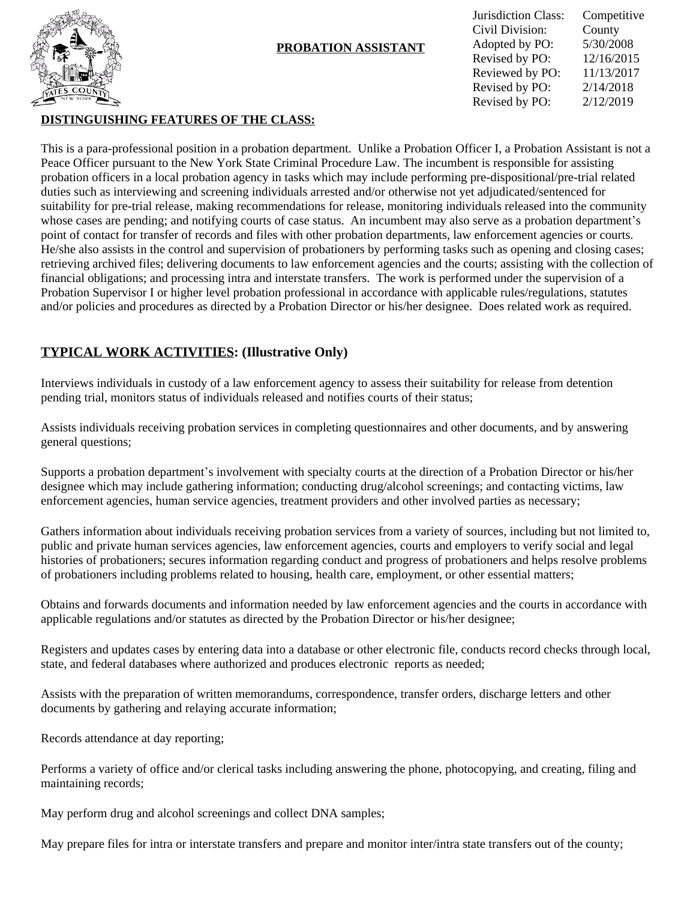# PROBATION ASSISTANT

| | |
|---|---|
| Jurisdiction Class: | Competitive |
| Civil Division: | County |
| Adopted by PO: | 5/30/2008 |
| Revised by PO: | 12/16/2015 |
| Reviewed by PO: | 11/13/2017 |
| Revised by PO: | 2/14/2018 |
| Revised by PO: | 2/12/2019 |

## DISTINGUISHING FEATURES OF THE CLASS:

This is a para-professional position in a probation department. Unlike a Probation Officer I, a Probation Assistant is not a Peace Officer pursuant to the New York State Criminal Procedure Law. The incumbent is responsible for assisting probation officers in a local probation agency in tasks which may include performing pre-dispositional/pre-trial related duties such as interviewing and screening individuals arrested and/or otherwise not yet adjudicated/sentenced for suitability for pre-trial release, making recommendations for release, monitoring individuals released into the community whose cases are pending; and notifying courts of case status. An incumbent may also serve as a probation department's point of contact for transfer of records and files with other probation departments, law enforcement agencies or courts. He/she also assists in the control and supervision of probationers by performing tasks such as opening and closing cases; retrieving archived files; delivering documents to law enforcement agencies and the courts; assisting with the collection of financial obligations; and processing intra and interstate transfers. The work is performed under the supervision of a Probation Supervisor I or higher level probation professional in accordance with applicable rules/regulations, statutes and/or policies and procedures as directed by a Probation Director or his/her designee. Does related work as required.

## TYPICAL WORK ACTIVITIES: (Illustrative Only)

Interviews individuals in custody of a law enforcement agency to assess their suitability for release from detention pending trial, monitors status of individuals released and notifies courts of their status;

Assists individuals receiving probation services in completing questionnaires and other documents, and by answering general questions;

Supports a probation department's involvement with specialty courts at the direction of a Probation Director or his/her designee which may include gathering information; conducting drug/alcohol screenings; and contacting victims, law enforcement agencies, human service agencies, treatment providers and other involved parties as necessary;

Gathers information about individuals receiving probation services from a variety of sources, including but not limited to, public and private human services agencies, law enforcement agencies, courts and employers to verify social and legal histories of probationers; secures information regarding conduct and progress of probationers and helps resolve problems of probationers including problems related to housing, health care, employment, or other essential matters;

Obtains and forwards documents and information needed by law enforcement agencies and the courts in accordance with applicable regulations and/or statutes as directed by the Probation Director or his/her designee;

Registers and updates cases by entering data into a database or other electronic file, conducts record checks through local, state, and federal databases where authorized and produces electronic reports as needed;

Assists with the preparation of written memorandums, correspondence, transfer orders, discharge letters and other documents by gathering and relaying accurate information;

Records attendance at day reporting;

Performs a variety of office and/or clerical tasks including answering the phone, photocopying, and creating, filing and maintaining records;

May perform drug and alcohol screenings and collect DNA samples;

May prepare files for intra or interstate transfers and prepare and monitor inter/intra state transfers out of the county;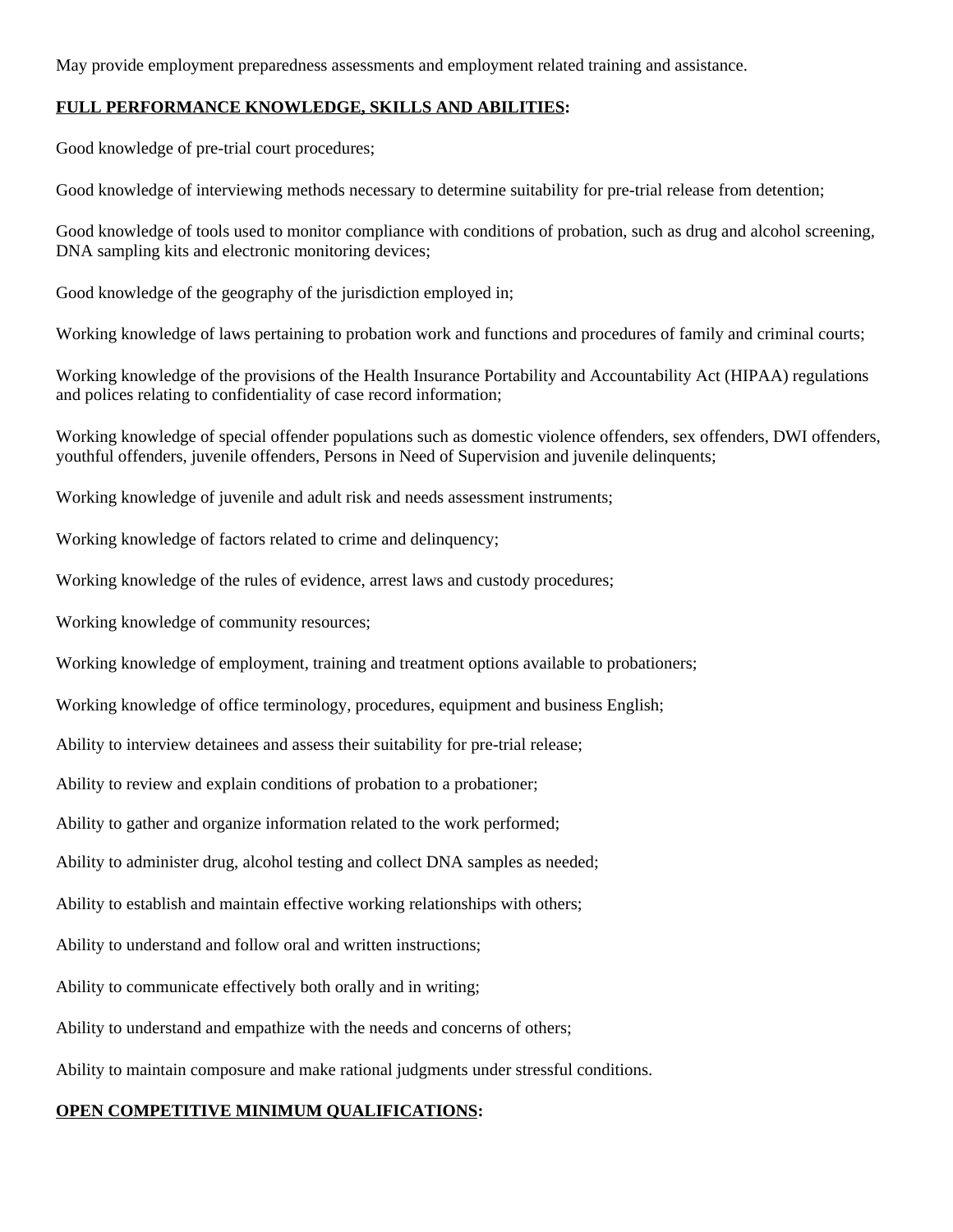May provide employment preparedness assessments and employment related training and assistance.

**FULL PERFORMANCE KNOWLEDGE, SKILLS AND ABILITIES:**

Good knowledge of pre-trial court procedures;

Good knowledge of interviewing methods necessary to determine suitability for pre-trial release from detention;

Good knowledge of tools used to monitor compliance with conditions of probation, such as drug and alcohol screening, DNA sampling kits and electronic monitoring devices;

Good knowledge of the geography of the jurisdiction employed in;

Working knowledge of laws pertaining to probation work and functions and procedures of family and criminal courts;

Working knowledge of the provisions of the Health Insurance Portability and Accountability Act (HIPAA) regulations and polices relating to confidentiality of case record information;

Working knowledge of special offender populations such as domestic violence offenders, sex offenders, DWI offenders, youthful offenders, juvenile offenders, Persons in Need of Supervision and juvenile delinquents;

Working knowledge of juvenile and adult risk and needs assessment instruments;

Working knowledge of factors related to crime and delinquency;

Working knowledge of the rules of evidence, arrest laws and custody procedures;

Working knowledge of community resources;

Working knowledge of employment, training and treatment options available to probationers;

Working knowledge of office terminology, procedures, equipment and business English;

Ability to interview detainees and assess their suitability for pre-trial release;

Ability to review and explain conditions of probation to a probationer;

Ability to gather and organize information related to the work performed;

Ability to administer drug, alcohol testing and collect DNA samples as needed;

Ability to establish and maintain effective working relationships with others;

Ability to understand and follow oral and written instructions;

Ability to communicate effectively both orally and in writing;

Ability to understand and empathize with the needs and concerns of others;

Ability to maintain composure and make rational judgments under stressful conditions.

**OPEN COMPETITIVE MINIMUM QUALIFICATIONS:**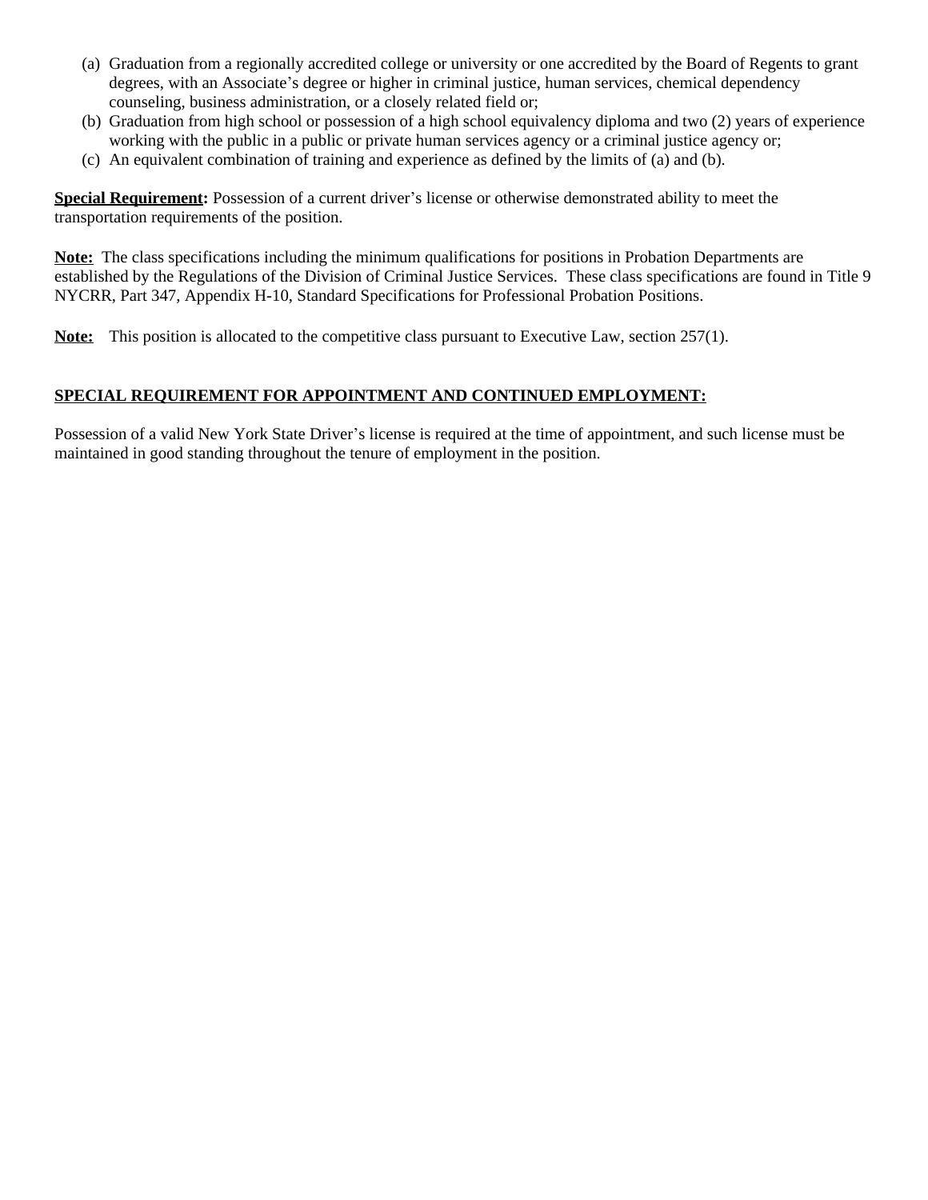(a) Graduation from a regionally accredited college or university or one accredited by the Board of Regents to grant degrees, with an Associate's degree or higher in criminal justice, human services, chemical dependency counseling, business administration, or a closely related field or;
(b) Graduation from high school or possession of a high school equivalency diploma and two (2) years of experience working with the public in a public or private human services agency or a criminal justice agency or;
(c) An equivalent combination of training and experience as defined by the limits of (a) and (b).

**Special Requirement:** Possession of a current driver's license or otherwise demonstrated ability to meet the transportation requirements of the position.

**Note:** The class specifications including the minimum qualifications for positions in Probation Departments are established by the Regulations of the Division of Criminal Justice Services. These class specifications are found in Title 9 NYCRR, Part 347, Appendix H-10, Standard Specifications for Professional Probation Positions.

**Note:** This position is allocated to the competitive class pursuant to Executive Law, section 257(1).

**SPECIAL REQUIREMENT FOR APPOINTMENT AND CONTINUED EMPLOYMENT:**

Possession of a valid New York State Driver's license is required at the time of appointment, and such license must be maintained in good standing throughout the tenure of employment in the position.